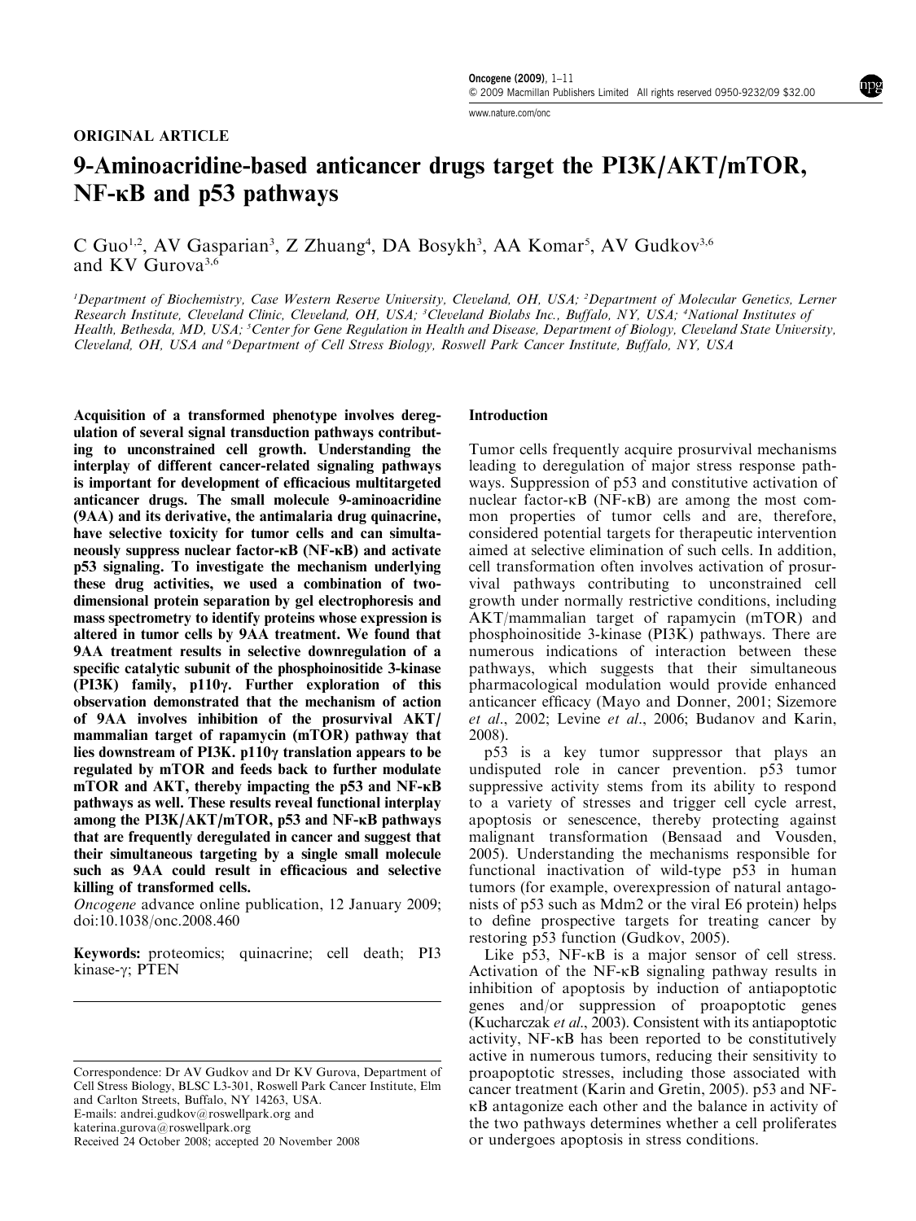ORIGINAL ARTICLE

# 9-Aminoacridine-based anticancer drugs target the PI3K/AKT/mTOR, NF-κB and p53 pathways

C Guo[1,2], AV Gasparian[3], Z Zhuang[4], DA Bosykh[3], AA Komar[5], AV Gudkov[3,6] and KV Gurova[3,6]

[1]Department of Biochemistry, Case Western Reserve University, Cleveland, OH, USA; [2]Department of Molecular Genetics, Lerner Research Institute, Cleveland Clinic, Cleveland, OH, USA; [3]Cleveland Biolabs Inc., Buffalo, NY, USA; [4]National Institutes of Health, Bethesda, MD, USA; [5]Center for Gene Regulation in Health and Disease, Department of Biology, Cleveland State University, Cleveland, OH, USA and [6]Department of Cell Stress Biology, Roswell Park Cancer Institute, Buffalo, NY, USA

**Acquisition of a transformed phenotype involves deregulation of several signal transduction pathways contributing to unconstrained cell growth. Understanding the interplay of different cancer-related signaling pathways is important for development of efficacious multitargeted anticancer drugs. The small molecule 9-aminoacridine (9AA) and its derivative, the antimalaria drug quinacrine, have selective toxicity for tumor cells and can simultaneously suppress nuclear factor-κB (NF-κB) and activate p53 signaling. To investigate the mechanism underlying these drug activities, we used a combination of two-dimensional protein separation by gel electrophoresis and mass spectrometry to identify proteins whose expression is altered in tumor cells by 9AA treatment. We found that 9AA treatment results in selective downregulation of a specific catalytic subunit of the phosphoinositide 3-kinase (PI3K) family, p110γ. Further exploration of this observation demonstrated that the mechanism of action of 9AA involves inhibition of the prosurvival AKT/mammalian target of rapamycin (mTOR) pathway that lies downstream of PI3K. p110γ translation appears to be regulated by mTOR and feeds back to further modulate mTOR and AKT, thereby impacting the p53 and NF-κB pathways as well. These results reveal functional interplay among the PI3K/AKT/mTOR, p53 and NF-κB pathways that are frequently deregulated in cancer and suggest that their simultaneous targeting by a single small molecule such as 9AA could result in efficacious and selective killing of transformed cells.**

*Oncogene* advance online publication, 12 January 2009; doi:10.1038/onc.2008.460

**Keywords:** proteomics; quinacrine; cell death; PI3 kinase-γ; PTEN

Correspondence: Dr AV Gudkov and Dr KV Gurova, Department of Cell Stress Biology, BLSC L3-301, Roswell Park Cancer Institute, Elm and Carlton Streets, Buffalo, NY 14263, USA.
E-mails: andrei.gudkov@roswellpark.org and katerina.gurova@roswellpark.org
Received 24 October 2008; accepted 20 November 2008

## Introduction

Tumor cells frequently acquire prosurvival mechanisms leading to deregulation of major stress response pathways. Suppression of p53 and constitutive activation of nuclear factor-κB (NF-κB) are among the most common properties of tumor cells and are, therefore, considered potential targets for therapeutic intervention aimed at selective elimination of such cells. In addition, cell transformation often involves activation of prosurvival pathways contributing to unconstrained cell growth under normally restrictive conditions, including AKT/mammalian target of rapamycin (mTOR) and phosphoinositide 3-kinase (PI3K) pathways. There are numerous indications of interaction between these pathways, which suggests that their simultaneous pharmacological modulation would provide enhanced anticancer efficacy (Mayo and Donner, 2001; Sizemore *et al*., 2002; Levine *et al*., 2006; Budanov and Karin, 2008).

p53 is a key tumor suppressor that plays an undisputed role in cancer prevention. p53 tumor suppressive activity stems from its ability to respond to a variety of stresses and trigger cell cycle arrest, apoptosis or senescence, thereby protecting against malignant transformation (Bensaad and Vousden, 2005). Understanding the mechanisms responsible for functional inactivation of wild-type p53 in human tumors (for example, overexpression of natural antagonists of p53 such as Mdm2 or the viral E6 protein) helps to define prospective targets for treating cancer by restoring p53 function (Gudkov, 2005).

Like p53, NF-κB is a major sensor of cell stress. Activation of the NF-κB signaling pathway results in inhibition of apoptosis by induction of antiapoptotic genes and/or suppression of proapoptotic genes (Kucharczak *et al*., 2003). Consistent with its antiapoptotic activity, NF-κB has been reported to be constitutively active in numerous tumors, reducing their sensitivity to proapoptotic stresses, including those associated with cancer treatment (Karin and Gretin, 2005). p53 and NF-κB antagonize each other and the balance in activity of the two pathways determines whether a cell proliferates or undergoes apoptosis in stress conditions.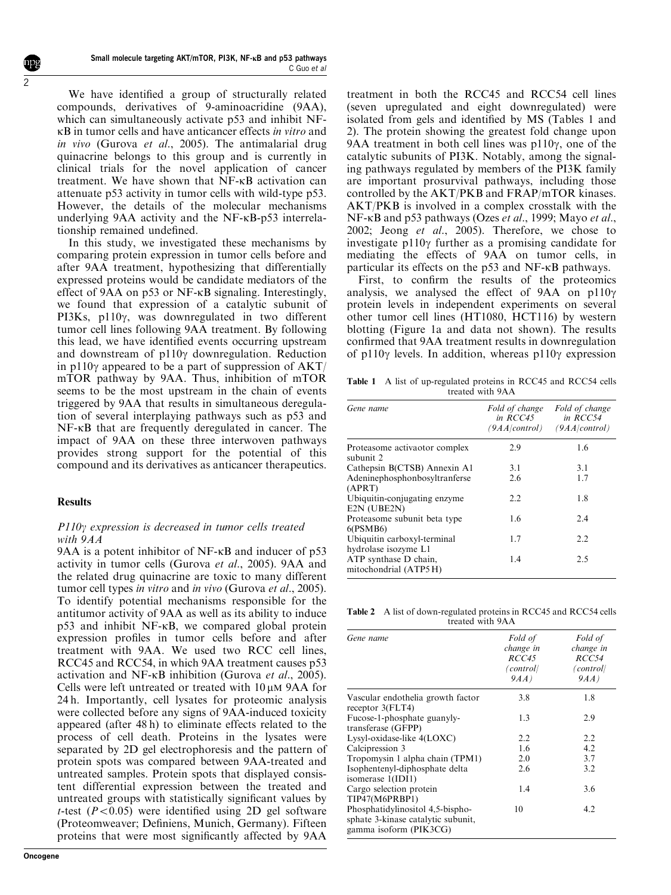We have identified a group of structurally related compounds, derivatives of 9-aminoacridine (9AA), which can simultaneously activate p53 and inhibit NF-κB in tumor cells and have anticancer effects *in vitro* and *in vivo* (Gurova *et al*., 2005). The antimalarial drug quinacrine belongs to this group and is currently in clinical trials for the novel application of cancer treatment. We have shown that NF-κB activation can attenuate p53 activity in tumor cells with wild-type p53. However, the details of the molecular mechanisms underlying 9AA activity and the NF-κB-p53 interrelationship remained undefined.

In this study, we investigated these mechanisms by comparing protein expression in tumor cells before and after 9AA treatment, hypothesizing that differentially expressed proteins would be candidate mediators of the effect of 9AA on p53 or NF-κB signaling. Interestingly, we found that expression of a catalytic subunit of PI3Ks, p110γ, was downregulated in two different tumor cell lines following 9AA treatment. By following this lead, we have identified events occurring upstream and downstream of p110γ downregulation. Reduction in p110γ appeared to be a part of suppression of AKT/mTOR pathway by 9AA. Thus, inhibition of mTOR seems to be the most upstream in the chain of events triggered by 9AA that results in simultaneous deregulation of several interplaying pathways such as p53 and NF-κB that are frequently deregulated in cancer. The impact of 9AA on these three interwoven pathways provides strong support for the potential of this compound and its derivatives as anticancer therapeutics.

## Results

### *P110γ expression is decreased in tumor cells treated with 9AA*

9AA is a potent inhibitor of NF-κB and inducer of p53 activity in tumor cells (Gurova *et al*., 2005). 9AA and the related drug quinacrine are toxic to many different tumor cell types *in vitro* and *in vivo* (Gurova *et al*., 2005). To identify potential mechanisms responsible for the antitumor activity of 9AA as well as its ability to induce p53 and inhibit NF-κB, we compared global protein expression profiles in tumor cells before and after treatment with 9AA. We used two RCC cell lines, RCC45 and RCC54, in which 9AA treatment causes p53 activation and NF-κB inhibition (Gurova *et al*., 2005). Cells were left untreated or treated with 10 μM 9AA for 24 h. Importantly, cell lysates for proteomic analysis were collected before any signs of 9AA-induced toxicity appeared (after 48 h) to eliminate effects related to the process of cell death. Proteins in the lysates were separated by 2D gel electrophoresis and the pattern of protein spots was compared between 9AA-treated and untreated samples. Protein spots that displayed consistent differential expression between the treated and untreated groups with statistically significant values by *t*-test ($P<0.05$) were identified using 2D gel software (Proteomweaver; Definiens, Munich, Germany). Fifteen proteins that were most significantly affected by 9AA treatment in both the RCC45 and RCC54 cell lines (seven upregulated and eight downregulated) were isolated from gels and identified by MS (Tables 1 and 2). The protein showing the greatest fold change upon 9AA treatment in both cell lines was p110γ, one of the catalytic subunits of PI3K. Notably, among the signaling pathways regulated by members of the PI3K family are important prosurvival pathways, including those controlled by the AKT/PKB and FRAP/mTOR kinases. AKT/PKB is involved in a complex crosstalk with the NF-κB and p53 pathways (Ozes *et al*., 1999; Mayo *et al*., 2002; Jeong *et al*., 2005). Therefore, we chose to investigate p110γ further as a promising candidate for mediating the effects of 9AA on tumor cells, in particular its effects on the p53 and NF-κB pathways.

First, to confirm the results of the proteomics analysis, we analysed the effect of 9AA on p110γ protein levels in independent experiments on several other tumor cell lines (HT1080, HCT116) by western blotting (Figure 1a and data not shown). The results confirmed that 9AA treatment results in downregulation of p110γ levels. In addition, whereas p110γ expression

**Table 1** A list of up-regulated proteins in RCC45 and RCC54 cells treated with 9AA

| *Gene name* | *Fold of change in RCC45 (9AA/control)* | *Fold of change in RCC54 (9AA/control)* |
|---|---|---|
| Proteasome activaotor complex subunit 2 | 2.9 | 1.6 |
| Cathepsin B(CTSB) Annexin A1 | 3.1 | 3.1 |
| Adeninephosphonbosyltranferse (APRT) | 2.6 | 1.7 |
| Ubiquitin-conjugating enzyme E2N (UBE2N) | 2.2 | 1.8 |
| Proteasome subunit beta type 6(PSMB6) | 1.6 | 2.4 |
| Ubiquitin carboxyl-terminal hydrolase isozyme L1 | 1.7 | 2.2 |
| ATP synthase D chain, mitochondrial (ATP5 H) | 1.4 | 2.5 |

**Table 2** A list of down-regulated proteins in RCC45 and RCC54 cells treated with 9AA

| *Gene name* | *Fold of change in RCC45 (control/ 9AA)* | *Fold of change in RCC54 (control/ 9AA)* |
|---|---|---|
| Vascular endothelia growth factor receptor 3(FLT4) | 3.8 | 1.8 |
| Fucose-1-phosphate guanylytransferase (GFPP) | 1.3 | 2.9 |
| Lysyl-oxidase-like 4(LOXC) | 2.2 | 2.2 |
| Calcipression 3 | 1.6 | 4.2 |
| Tropomysin 1 alpha chain (TPM1) | 2.0 | 3.7 |
| Isophentenyl-diphosphate delta isomerase 1(IDI1) | 2.6 | 3.2 |
| Cargo selection protein TIP47(M6PRBP1) | 1.4 | 3.6 |
| Phosphatidylinositol 4,5-bisphosphate 3-kinase catalytic subunit, gamma isoform (PIK3CG) | 10 | 4.2 |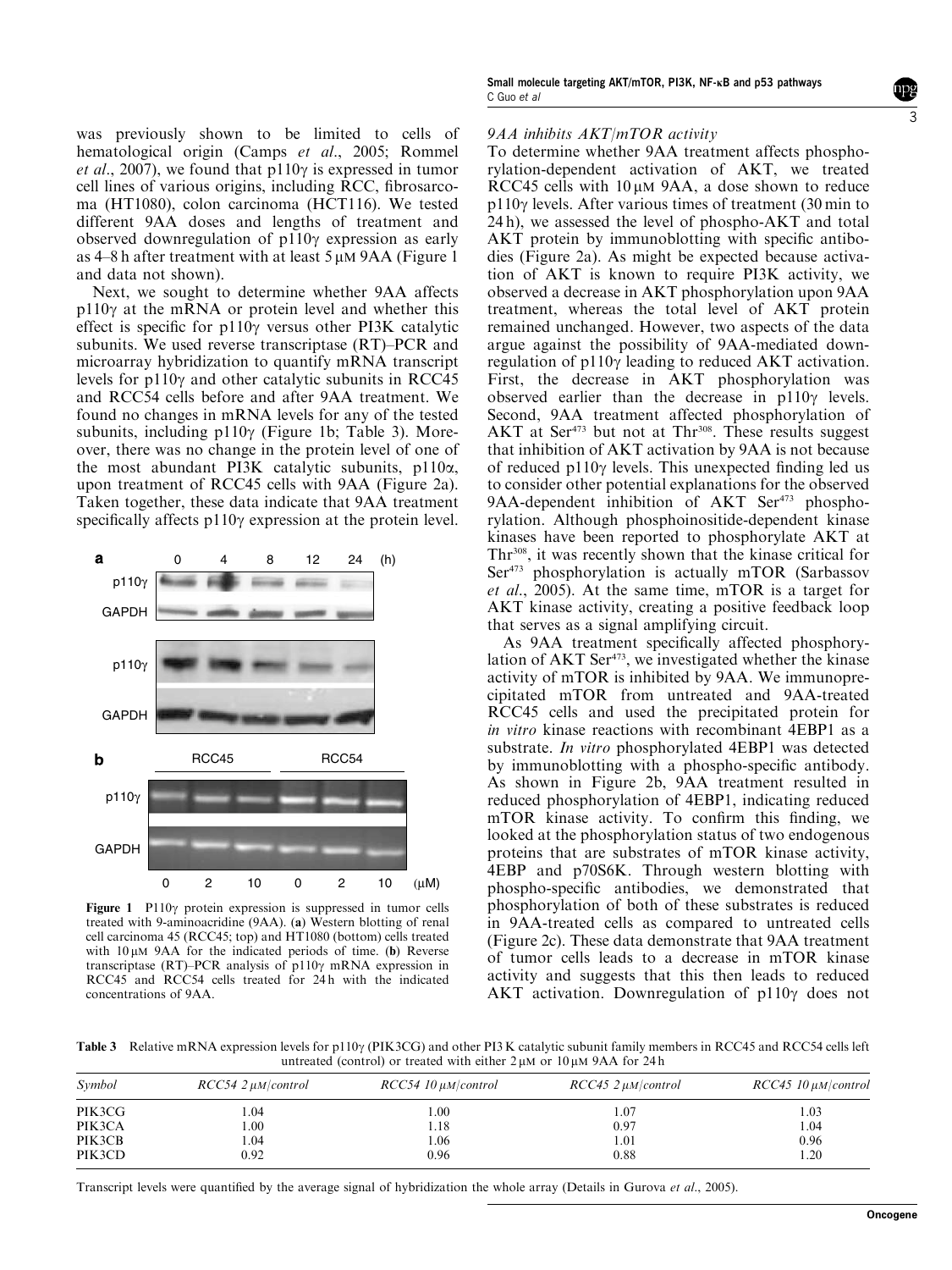was previously shown to be limited to cells of hematological origin (Camps *et al*., 2005; Rommel *et al*., 2007), we found that p110γ is expressed in tumor cell lines of various origins, including RCC, fibrosarcoma (HT1080), colon carcinoma (HCT116). We tested different 9AA doses and lengths of treatment and observed downregulation of p110γ expression as early as 4–8 h after treatment with at least 5 μM 9AA (Figure 1 and data not shown).

Next, we sought to determine whether 9AA affects p110γ at the mRNA or protein level and whether this effect is specific for p110γ versus other PI3K catalytic subunits. We used reverse transcriptase (RT)–PCR and microarray hybridization to quantify mRNA transcript levels for p110γ and other catalytic subunits in RCC45 and RCC54 cells before and after 9AA treatment. We found no changes in mRNA levels for any of the tested subunits, including p110γ (Figure 1b; Table 3). Moreover, there was no change in the protein level of one of the most abundant PI3K catalytic subunits, p110α, upon treatment of RCC45 cells with 9AA (Figure 2a). Taken together, these data indicate that 9AA treatment specifically affects p110γ expression at the protein level.

**Figure 1** P110γ protein expression is suppressed in tumor cells treated with 9-aminoacridine (9AA). (**a**) Western blotting of renal cell carcinoma 45 (RCC45; top) and HT1080 (bottom) cells treated with 10 μM 9AA for the indicated periods of time. (**b**) Reverse transcriptase (RT)–PCR analysis of p110γ mRNA expression in RCC45 and RCC54 cells treated for 24 h with the indicated concentrations of 9AA.

### *9AA inhibits AKT/mTOR activity*

To determine whether 9AA treatment affects phosphorylation-dependent activation of AKT, we treated RCC45 cells with 10 μM 9AA, a dose shown to reduce p110γ levels. After various times of treatment (30 min to 24 h), we assessed the level of phospho-AKT and total AKT protein by immunoblotting with specific antibodies (Figure 2a). As might be expected because activation of AKT is known to require PI3K activity, we observed a decrease in AKT phosphorylation upon 9AA treatment, whereas the total level of AKT protein remained unchanged. However, two aspects of the data argue against the possibility of 9AA-mediated downregulation of p110γ leading to reduced AKT activation. First, the decrease in AKT phosphorylation was observed earlier than the decrease in p110γ levels. Second, 9AA treatment affected phosphorylation of AKT at Ser[473] but not at Thr[308]. These results suggest that inhibition of AKT activation by 9AA is not because of reduced p110γ levels. This unexpected finding led us to consider other potential explanations for the observed 9AA-dependent inhibition of AKT Ser[473] phosphorylation. Although phosphoinositide-dependent kinase kinases have been reported to phosphorylate AKT at Thr[308], it was recently shown that the kinase critical for Ser[473] phosphorylation is actually mTOR (Sarbassov *et al*., 2005). At the same time, mTOR is a target for AKT kinase activity, creating a positive feedback loop that serves as a signal amplifying circuit.

As 9AA treatment specifically affected phosphorylation of AKT Ser[473], we investigated whether the kinase activity of mTOR is inhibited by 9AA. We immunoprecipitated mTOR from untreated and 9AA-treated RCC45 cells and used the precipitated protein for *in vitro* kinase reactions with recombinant 4EBP1 as a substrate. *In vitro* phosphorylated 4EBP1 was detected by immunoblotting with a phospho-specific antibody. As shown in Figure 2b, 9AA treatment resulted in reduced phosphorylation of 4EBP1, indicating reduced mTOR kinase activity. To confirm this finding, we looked at the phosphorylation status of two endogenous proteins that are substrates of mTOR kinase activity, 4EBP and p70S6K. Through western blotting with phospho-specific antibodies, we demonstrated that phosphorylation of both of these substrates is reduced in 9AA-treated cells as compared to untreated cells (Figure 2c). These data demonstrate that 9AA treatment of tumor cells leads to a decrease in mTOR kinase activity and suggests that this then leads to reduced AKT activation. Downregulation of p110γ does not

**Table 3** Relative mRNA expression levels for p110γ (PIK3CG) and other PI3 K catalytic subunit family members in RCC45 and RCC54 cells left untreated (control) or treated with either 2 μM or 10 μM 9AA for 24 h

| *Symbol* | *RCC54 2 μM/control* | *RCC54 10 μM/control* | *RCC45 2 μM/control* | *RCC45 10 μM/control* |
|---|---|---|---|---|
| PIK3CG | 1.04 | 1.00 | 1.07 | 1.03 |
| PIK3CA | 1.00 | 1.18 | 0.97 | 1.04 |
| PIK3CB | 1.04 | 1.06 | 1.01 | 0.96 |
| PIK3CD | 0.92 | 0.96 | 0.88 | 1.20 |

Transcript levels were quantified by the average signal of hybridization the whole array (Details in Gurova *et al*., 2005).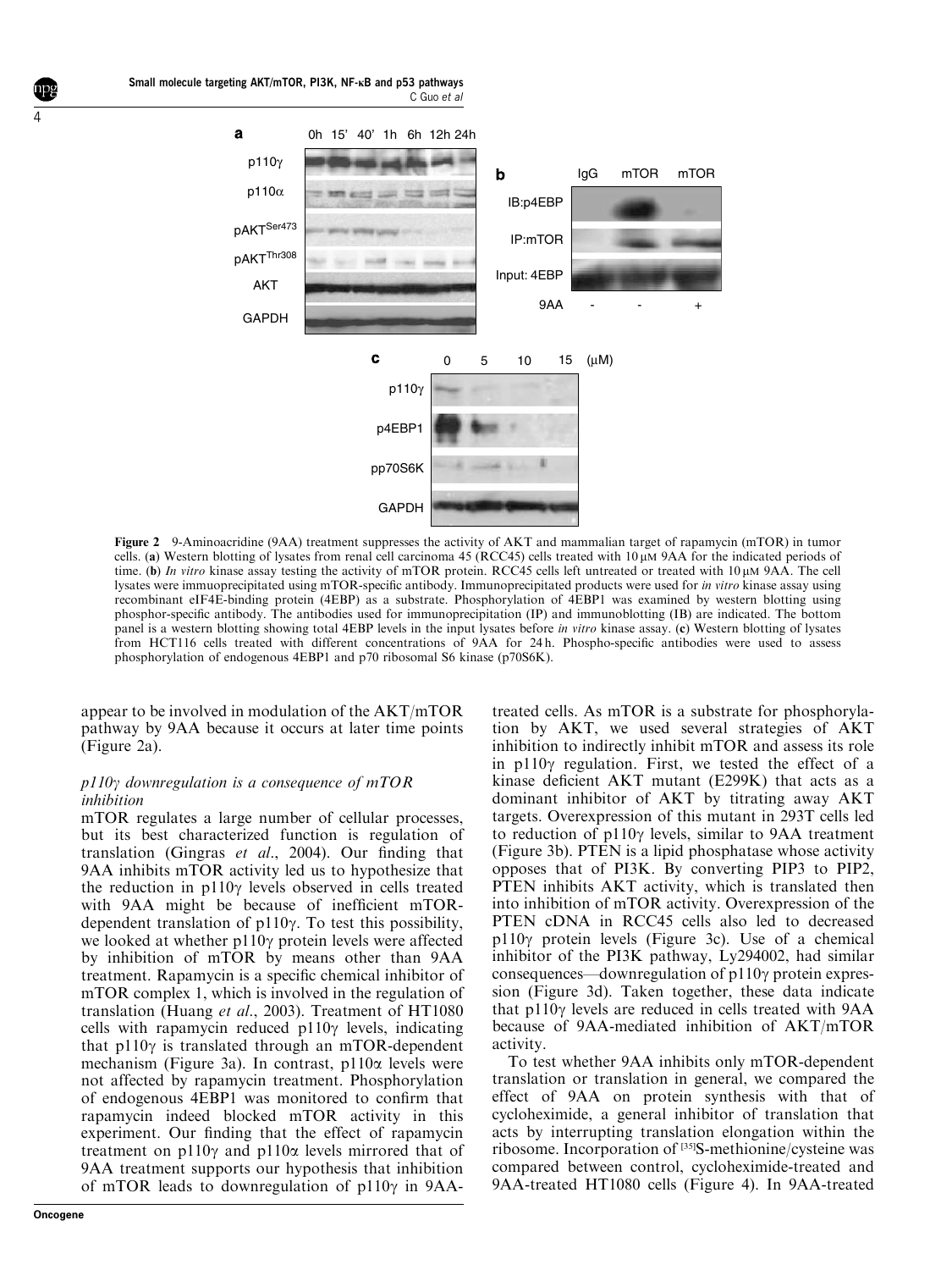**Figure 2** 9-Aminoacridine (9AA) treatment suppresses the activity of AKT and mammalian target of rapamycin (mTOR) in tumor cells. (**a**) Western blotting of lysates from renal cell carcinoma 45 (RCC45) cells treated with 10 μM 9AA for the indicated periods of time. (**b**) *In vitro* kinase assay testing the activity of mTOR protein. RCC45 cells left untreated or treated with 10 μM 9AA. The cell lysates were immuoprecipitated using mTOR-specific antibody. Immunoprecipitated products were used for *in vitro* kinase assay using recombinant eIF4E-binding protein (4EBP) as a substrate. Phosphorylation of 4EBP1 was examined by western blotting using phosphor-specific antibody. The antibodies used for immunoprecipitation (IP) and immunoblotting (IB) are indicated. The bottom panel is a western blotting showing total 4EBP levels in the input lysates before *in vitro* kinase assay. (**c**) Western blotting of lysates from HCT116 cells treated with different concentrations of 9AA for 24 h. Phospho-specific antibodies were used to assess phosphorylation of endogenous 4EBP1 and p70 ribosomal S6 kinase (p70S6K).

appear to be involved in modulation of the AKT/mTOR pathway by 9AA because it occurs at later time points (Figure 2a).

### *p110γ downregulation is a consequence of mTOR inhibition*

mTOR regulates a large number of cellular processes, but its best characterized function is regulation of translation (Gingras *et al*., 2004). Our finding that 9AA inhibits mTOR activity led us to hypothesize that the reduction in p110γ levels observed in cells treated with 9AA might be because of inefficient mTOR-dependent translation of p110γ. To test this possibility, we looked at whether p110γ protein levels were affected by inhibition of mTOR by means other than 9AA treatment. Rapamycin is a specific chemical inhibitor of mTOR complex 1, which is involved in the regulation of translation (Huang *et al*., 2003). Treatment of HT1080 cells with rapamycin reduced p110γ levels, indicating that p110γ is translated through an mTOR-dependent mechanism (Figure 3a). In contrast, p110α levels were not affected by rapamycin treatment. Phosphorylation of endogenous 4EBP1 was monitored to confirm that rapamycin indeed blocked mTOR activity in this experiment. Our finding that the effect of rapamycin treatment on p110γ and p110α levels mirrored that of 9AA treatment supports our hypothesis that inhibition of mTOR leads to downregulation of p110γ in 9AA-treated cells. As mTOR is a substrate for phosphorylation by AKT, we used several strategies of AKT inhibition to indirectly inhibit mTOR and assess its role in p110γ regulation. First, we tested the effect of a kinase deficient AKT mutant (E299K) that acts as a dominant inhibitor of AKT by titrating away AKT targets. Overexpression of this mutant in 293T cells led to reduction of p110γ levels, similar to 9AA treatment (Figure 3b). PTEN is a lipid phosphatase whose activity opposes that of PI3K. By converting PIP3 to PIP2, PTEN inhibits AKT activity, which is translated then into inhibition of mTOR activity. Overexpression of the PTEN cDNA in RCC45 cells also led to decreased p110γ protein levels (Figure 3c). Use of a chemical inhibitor of the PI3K pathway, Ly294002, had similar consequences—downregulation of p110γ protein expression (Figure 3d). Taken together, these data indicate that p110γ levels are reduced in cells treated with 9AA because of 9AA-mediated inhibition of AKT/mTOR activity.

To test whether 9AA inhibits only mTOR-dependent translation or translation in general, we compared the effect of 9AA on protein synthesis with that of cycloheximide, a general inhibitor of translation that acts by interrupting translation elongation within the ribosome. Incorporation of [35]S-methionine/cysteine was compared between control, cycloheximide-treated and 9AA-treated HT1080 cells (Figure 4). In 9AA-treated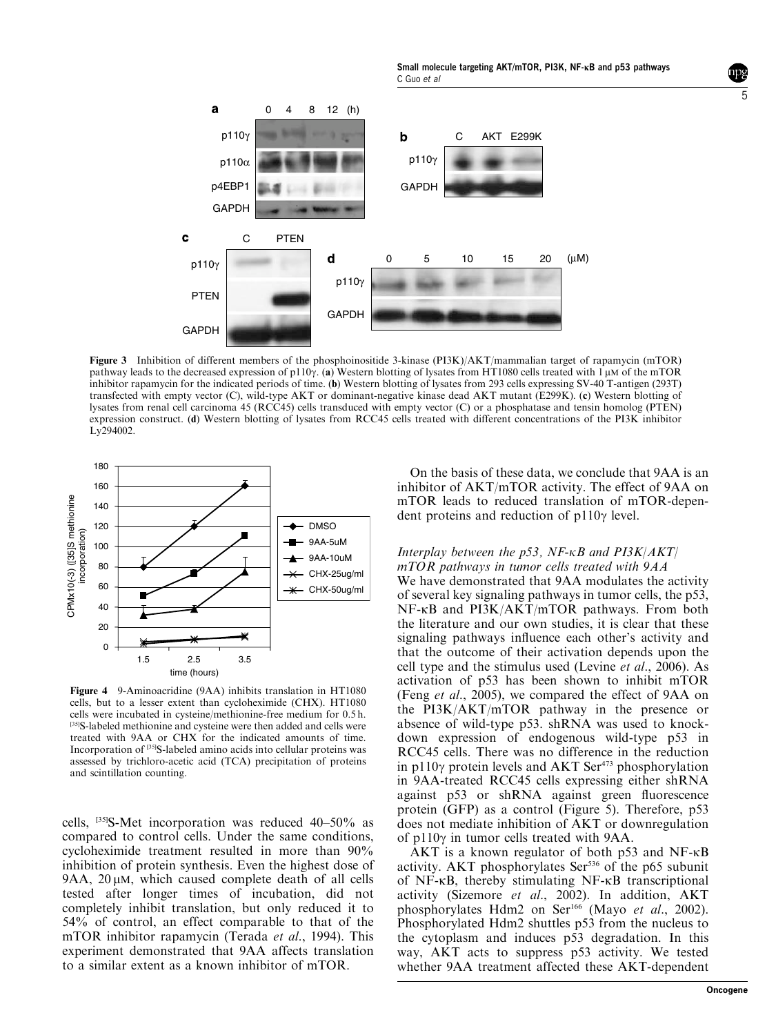**Figure 3** Inhibition of different members of the phosphoinositide 3-kinase (PI3K)/AKT/mammalian target of rapamycin (mTOR) pathway leads to the decreased expression of p110γ. (**a**) Western blotting of lysates from HT1080 cells treated with 1 μM of the mTOR inhibitor rapamycin for the indicated periods of time. (**b**) Western blotting of lysates from 293 cells expressing SV-40 T-antigen (293T) transfected with empty vector (C), wild-type AKT or dominant-negative kinase dead AKT mutant (E299K). (**c**) Western blotting of lysates from renal cell carcinoma 45 (RCC45) cells transduced with empty vector (C) or a phosphatase and tensin homolog (PTEN) expression construct. (**d**) Western blotting of lysates from RCC45 cells treated with different concentrations of the PI3K inhibitor Ly294002.

**Figure 4** 9-Aminoacridine (9AA) inhibits translation in HT1080 cells, but to a lesser extent than cycloheximide (CHX). HT1080 cells were incubated in cysteine/methionine-free medium for 0.5 h. [35]S-labeled methionine and cysteine were then added and cells were treated with 9AA or CHX for the indicated amounts of time. Incorporation of [35]S-labeled amino acids into cellular proteins was assessed by trichloro-acetic acid (TCA) precipitation of proteins and scintillation counting.

cells, [35]S-Met incorporation was reduced 40–50% as compared to control cells. Under the same conditions, cycloheximide treatment resulted in more than 90% inhibition of protein synthesis. Even the highest dose of 9AA, 20 μM, which caused complete death of all cells tested after longer times of incubation, did not completely inhibit translation, but only reduced it to 54% of control, an effect comparable to that of the mTOR inhibitor rapamycin (Terada *et al*., 1994). This experiment demonstrated that 9AA affects translation to a similar extent as a known inhibitor of mTOR.

On the basis of these data, we conclude that 9AA is an inhibitor of AKT/mTOR activity. The effect of 9AA on mTOR leads to reduced translation of mTOR-dependent proteins and reduction of p110γ level.

### *Interplay between the p53, NF-κB and PI3K/AKT/mTOR pathways in tumor cells treated with 9AA*

We have demonstrated that 9AA modulates the activity of several key signaling pathways in tumor cells, the p53, NF-κB and PI3K/AKT/mTOR pathways. From both the literature and our own studies, it is clear that these signaling pathways influence each other's activity and that the outcome of their activation depends upon the cell type and the stimulus used (Levine *et al*., 2006). As activation of p53 has been shown to inhibit mTOR (Feng *et al*., 2005), we compared the effect of 9AA on the PI3K/AKT/mTOR pathway in the presence or absence of wild-type p53. shRNA was used to knock-down expression of endogenous wild-type p53 in RCC45 cells. There was no difference in the reduction in p110γ protein levels and AKT Ser[473] phosphorylation in 9AA-treated RCC45 cells expressing either shRNA against p53 or shRNA against green fluorescence protein (GFP) as a control (Figure 5). Therefore, p53 does not mediate inhibition of AKT or downregulation of p110γ in tumor cells treated with 9AA.

AKT is a known regulator of both p53 and NF-κB activity. AKT phosphorylates Ser[536] of the p65 subunit of NF-κB, thereby stimulating NF-κB transcriptional activity (Sizemore *et al*., 2002). In addition, AKT phosphorylates Hdm2 on Ser[166] (Mayo *et al*., 2002). Phosphorylated Hdm2 shuttles p53 from the nucleus to the cytoplasm and induces p53 degradation. In this way, AKT acts to suppress p53 activity. We tested whether 9AA treatment affected these AKT-dependent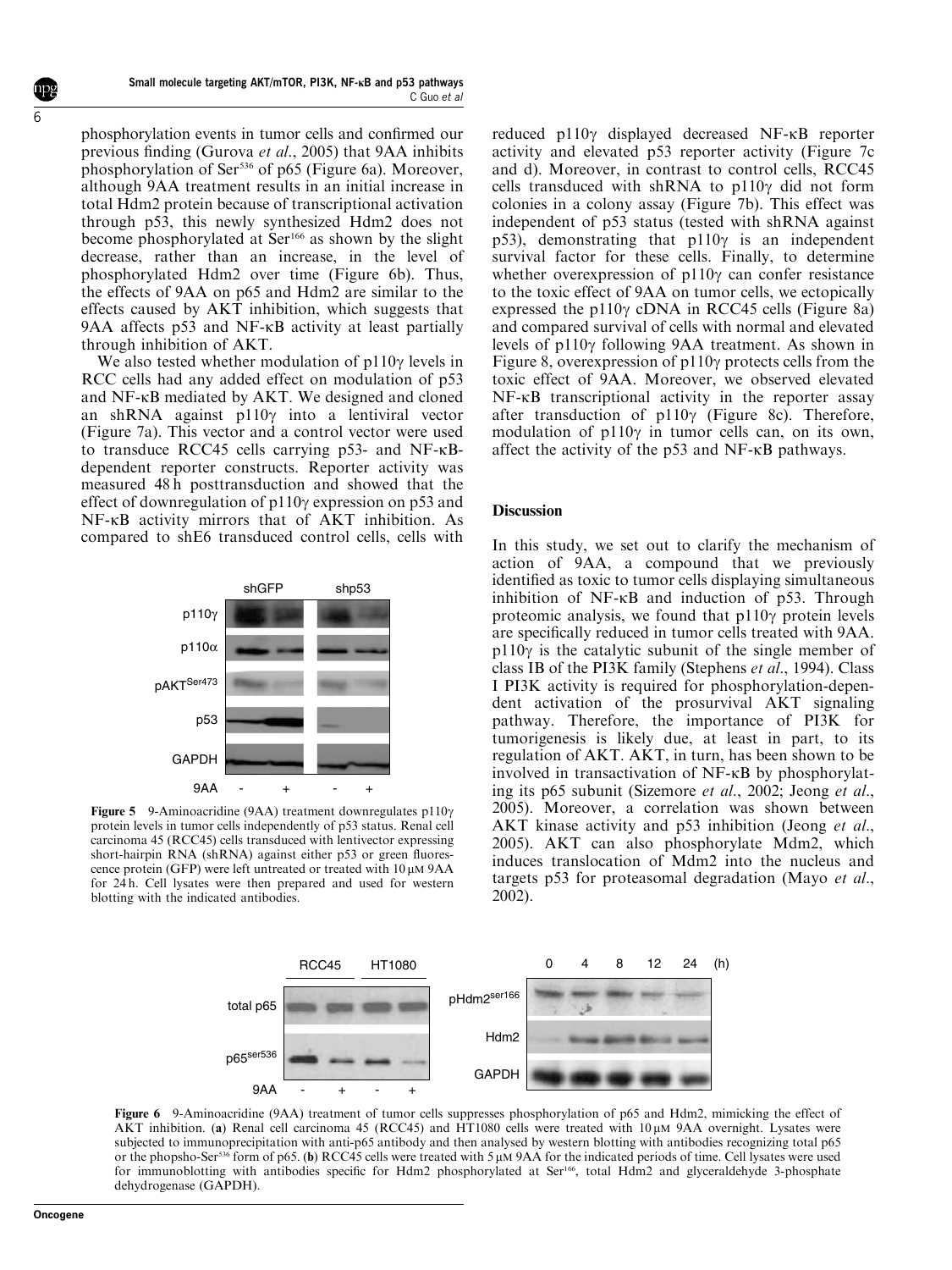phosphorylation events in tumor cells and confirmed our previous finding (Gurova *et al.*, 2005) that 9AA inhibits phosphorylation of Ser[536] of p65 (Figure 6a). Moreover, although 9AA treatment results in an initial increase in total Hdm2 protein because of transcriptional activation through p53, this newly synthesized Hdm2 does not become phosphorylated at Ser[166] as shown by the slight decrease, rather than an increase, in the level of phosphorylated Hdm2 over time (Figure 6b). Thus, the effects of 9AA on p65 and Hdm2 are similar to the effects caused by AKT inhibition, which suggests that 9AA affects p53 and NF-κB activity at least partially through inhibition of AKT.

We also tested whether modulation of p110γ levels in RCC cells had any added effect on modulation of p53 and NF-κB mediated by AKT. We designed and cloned an shRNA against p110γ into a lentiviral vector (Figure 7a). This vector and a control vector were used to transduce RCC45 cells carrying p53- and NF-κB-dependent reporter constructs. Reporter activity was measured 48 h posttransduction and showed that the effect of downregulation of p110γ expression on p53 and NF-κB activity mirrors that of AKT inhibition. As compared to shE6 transduced control cells, cells with reduced p110γ displayed decreased NF-κB reporter activity and elevated p53 reporter activity (Figure 7c and d). Moreover, in contrast to control cells, RCC45 cells transduced with shRNA to p110γ did not form colonies in a colony assay (Figure 7b). This effect was independent of p53 status (tested with shRNA against p53), demonstrating that p110γ is an independent survival factor for these cells. Finally, to determine whether overexpression of p110γ can confer resistance to the toxic effect of 9AA on tumor cells, we ectopically expressed the p110γ cDNA in RCC45 cells (Figure 8a) and compared survival of cells with normal and elevated levels of p110γ following 9AA treatment. As shown in Figure 8, overexpression of p110γ protects cells from the toxic effect of 9AA. Moreover, we observed elevated NF-κB transcriptional activity in the reporter assay after transduction of p110γ (Figure 8c). Therefore, modulation of p110γ in tumor cells can, on its own, affect the activity of the p53 and NF-κB pathways.

**Figure 5** 9-Aminoacridine (9AA) treatment downregulates p110γ protein levels in tumor cells independently of p53 status. Renal cell carcinoma 45 (RCC45) cells transduced with lentivector expressing short-hairpin RNA (shRNA) against either p53 or green fluorescence protein (GFP) were left untreated or treated with 10 μM 9AA for 24 h. Cell lysates were then prepared and used for western blotting with the indicated antibodies.

## Discussion

In this study, we set out to clarify the mechanism of action of 9AA, a compound that we previously identified as toxic to tumor cells displaying simultaneous inhibition of NF-κB and induction of p53. Through proteomic analysis, we found that p110γ protein levels are specifically reduced in tumor cells treated with 9AA. p110γ is the catalytic subunit of the single member of class IB of the PI3K family (Stephens *et al.*, 1994). Class I PI3K activity is required for phosphorylation-dependent activation of the prosurvival AKT signaling pathway. Therefore, the importance of PI3K for tumorigenesis is likely due, at least in part, to its regulation of AKT. AKT, in turn, has been shown to be involved in transactivation of NF-κB by phosphorylating its p65 subunit (Sizemore *et al.*, 2002; Jeong *et al.*, 2005). Moreover, a correlation was shown between AKT kinase activity and p53 inhibition (Jeong *et al.*, 2005). AKT can also phosphorylate Mdm2, which induces translocation of Mdm2 into the nucleus and targets p53 for proteasomal degradation (Mayo *et al.*, 2002).

**Figure 6** 9-Aminoacridine (9AA) treatment of tumor cells suppresses phosphorylation of p65 and Hdm2, mimicking the effect of AKT inhibition. (**a**) Renal cell carcinoma 45 (RCC45) and HT1080 cells were treated with 10 μM 9AA overnight. Lysates were subjected to immunoprecipitation with anti-p65 antibody and then analysed by western blotting with antibodies recognizing total p65 or the phopsho-Ser[536] form of p65. (**b**) RCC45 cells were treated with 5 μM 9AA for the indicated periods of time. Cell lysates were used for immunoblotting with antibodies specific for Hdm2 phosphorylated at Ser[166], total Hdm2 and glyceraldehyde 3-phosphate dehydrogenase (GAPDH).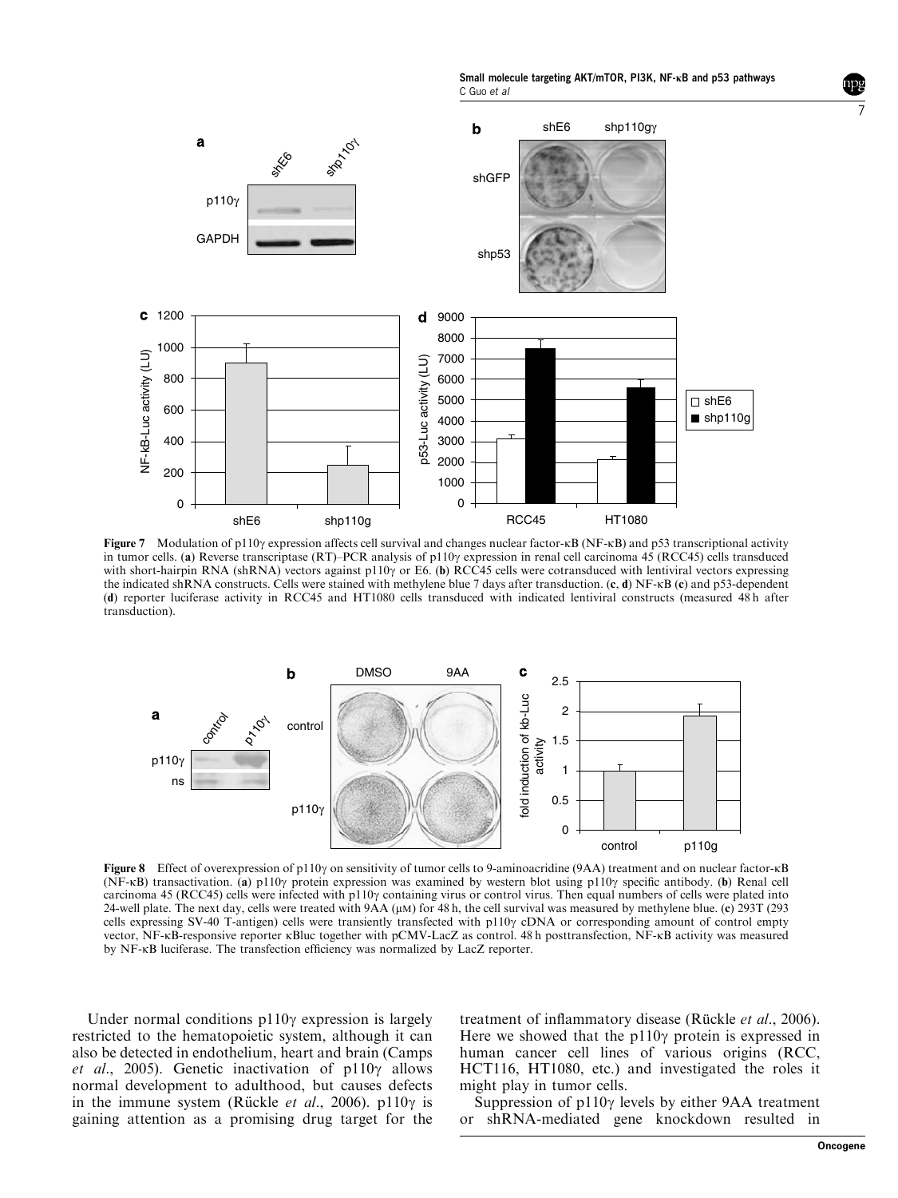**Figure 7** Modulation of p110γ expression affects cell survival and changes nuclear factor-κB (NF-κB) and p53 transcriptional activity in tumor cells. (**a**) Reverse transcriptase (RT)–PCR analysis of p110γ expression in renal cell carcinoma 45 (RCC45) cells transduced with short-hairpin RNA (shRNA) vectors against p110γ or E6. (**b**) RCC45 cells were cotransduced with lentiviral vectors expressing the indicated shRNA constructs. Cells were stained with methylene blue 7 days after transduction. (**c**, **d**) NF-κB (**c**) and p53-dependent (**d**) reporter luciferase activity in RCC45 and HT1080 cells transduced with indicated lentiviral constructs (measured 48 h after transduction).

**Figure 8** Effect of overexpression of p110γ on sensitivity of tumor cells to 9-aminoacridine (9AA) treatment and on nuclear factor-κB (NF-κB) transactivation. (**a**) p110γ protein expression was examined by western blot using p110γ specific antibody. (**b**) Renal cell carcinoma 45 (RCC45) cells were infected with p110γ containing virus or control virus. Then equal numbers of cells were plated into 24-well plate. The next day, cells were treated with 9AA (μM) for 48 h, the cell survival was measured by methylene blue. (**c**) 293T (293 cells expressing SV-40 T-antigen) cells were transiently transfected with p110γ cDNA or corresponding amount of control empty vector, NF-κB-responsive reporter κBluc together with pCMV-LacZ as control. 48 h posttransfection, NF-κB activity was measured by NF-κB luciferase. The transfection efficiency was normalized by LacZ reporter.

Under normal conditions p110γ expression is largely restricted to the hematopoietic system, although it can also be detected in endothelium, heart and brain (Camps *et al*., 2005). Genetic inactivation of p110γ allows normal development to adulthood, but causes defects in the immune system (Rückle *et al*., 2006). p110γ is gaining attention as a promising drug target for the treatment of inflammatory disease (Rückle *et al*., 2006). Here we showed that the p110γ protein is expressed in human cancer cell lines of various origins (RCC, HCT116, HT1080, etc.) and investigated the roles it might play in tumor cells.

Suppression of p110γ levels by either 9AA treatment or shRNA-mediated gene knockdown resulted in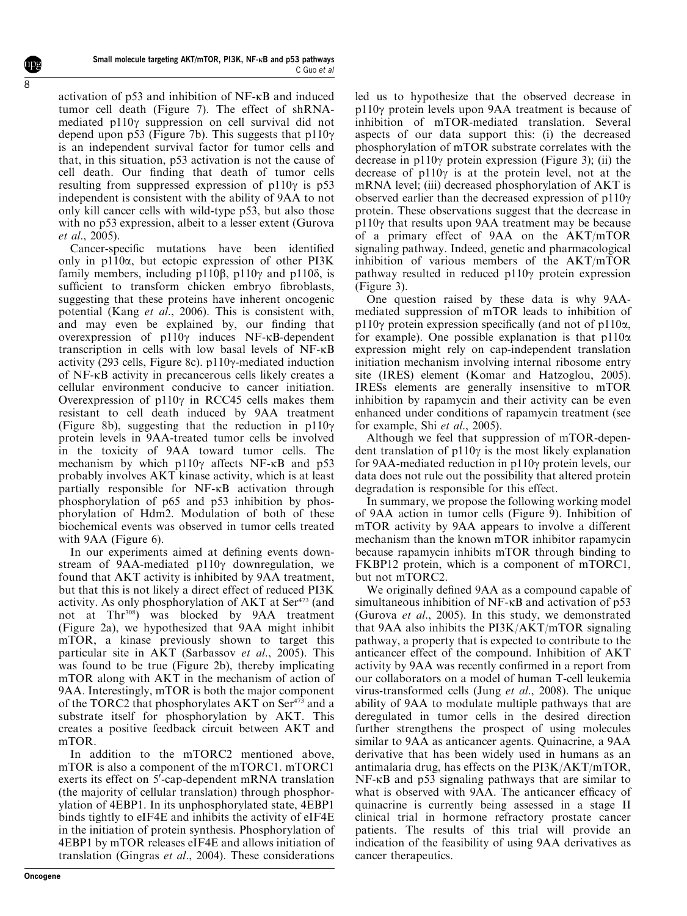activation of p53 and inhibition of NF-κB and induced tumor cell death (Figure 7). The effect of shRNA-mediated p110γ suppression on cell survival did not depend upon p53 (Figure 7b). This suggests that p110γ is an independent survival factor for tumor cells and that, in this situation, p53 activation is not the cause of cell death. Our finding that death of tumor cells resulting from suppressed expression of p110γ is p53 independent is consistent with the ability of 9AA to not only kill cancer cells with wild-type p53, but also those with no p53 expression, albeit to a lesser extent (Gurova *et al*., 2005).

Cancer-specific mutations have been identified only in p110α, but ectopic expression of other PI3K family members, including p110β, p110γ and p110δ, is sufficient to transform chicken embryo fibroblasts, suggesting that these proteins have inherent oncogenic potential (Kang *et al*., 2006). This is consistent with, and may even be explained by, our finding that overexpression of p110γ induces NF-κB-dependent transcription in cells with low basal levels of NF-κB activity (293 cells, Figure 8c). p110γ-mediated induction of NF-κB activity in precancerous cells likely creates a cellular environment conducive to cancer initiation. Overexpression of p110γ in RCC45 cells makes them resistant to cell death induced by 9AA treatment (Figure 8b), suggesting that the reduction in p110γ protein levels in 9AA-treated tumor cells be involved in the toxicity of 9AA toward tumor cells. The mechanism by which p110γ affects NF-κB and p53 probably involves AKT kinase activity, which is at least partially responsible for NF-κB activation through phosphorylation of p65 and p53 inhibition by phosphorylation of Hdm2. Modulation of both of these biochemical events was observed in tumor cells treated with 9AA (Figure 6).

In our experiments aimed at defining events downstream of 9AA-mediated p110γ downregulation, we found that AKT activity is inhibited by 9AA treatment, but that this is not likely a direct effect of reduced PI3K activity. As only phosphorylation of AKT at $Ser^{473}$ (and not at $Thr^{308}$) was blocked by 9AA treatment (Figure 2a), we hypothesized that 9AA might inhibit mTOR, a kinase previously shown to target this particular site in AKT (Sarbassov *et al*., 2005). This was found to be true (Figure 2b), thereby implicating mTOR along with AKT in the mechanism of action of 9AA. Interestingly, mTOR is both the major component of the TORC2 that phosphorylates AKT on $Ser^{473}$ and a substrate itself for phosphorylation by AKT. This creates a positive feedback circuit between AKT and mTOR.

In addition to the mTORC2 mentioned above, mTOR is also a component of the mTORC1. mTORC1 exerts its effect on 5′-cap-dependent mRNA translation (the majority of cellular translation) through phosphorylation of 4EBP1. In its unphosphorylated state, 4EBP1 binds tightly to eIF4E and inhibits the activity of eIF4E in the initiation of protein synthesis. Phosphorylation of 4EBP1 by mTOR releases eIF4E and allows initiation of translation (Gingras *et al*., 2004). These considerations led us to hypothesize that the observed decrease in p110γ protein levels upon 9AA treatment is because of inhibition of mTOR-mediated translation. Several aspects of our data support this: (i) the decreased phosphorylation of mTOR substrate correlates with the decrease in p110γ protein expression (Figure 3); (ii) the decrease of p110γ is at the protein level, not at the mRNA level; (iii) decreased phosphorylation of AKT is observed earlier than the decreased expression of p110γ protein. These observations suggest that the decrease in p110γ that results upon 9AA treatment may be because of a primary effect of 9AA on the AKT/mTOR signaling pathway. Indeed, genetic and pharmacological inhibition of various members of the AKT/mTOR pathway resulted in reduced p110γ protein expression (Figure 3).

One question raised by these data is why 9AA-mediated suppression of mTOR leads to inhibition of p110γ protein expression specifically (and not of p110α, for example). One possible explanation is that p110α expression might rely on cap-independent translation initiation mechanism involving internal ribosome entry site (IRES) element (Komar and Hatzoglou, 2005). IRESs elements are generally insensitive to mTOR inhibition by rapamycin and their activity can be even enhanced under conditions of rapamycin treatment (see for example, Shi *et al*., 2005).

Although we feel that suppression of mTOR-dependent translation of p110γ is the most likely explanation for 9AA-mediated reduction in p110γ protein levels, our data does not rule out the possibility that altered protein degradation is responsible for this effect.

In summary, we propose the following working model of 9AA action in tumor cells (Figure 9). Inhibition of mTOR activity by 9AA appears to involve a different mechanism than the known mTOR inhibitor rapamycin because rapamycin inhibits mTOR through binding to FKBP12 protein, which is a component of mTORC1, but not mTORC2.

We originally defined 9AA as a compound capable of simultaneous inhibition of NF-κB and activation of p53 (Gurova *et al*., 2005). In this study, we demonstrated that 9AA also inhibits the PI3K/AKT/mTOR signaling pathway, a property that is expected to contribute to the anticancer effect of the compound. Inhibition of AKT activity by 9AA was recently confirmed in a report from our collaborators on a model of human T-cell leukemia virus-transformed cells (Jung *et al*., 2008). The unique ability of 9AA to modulate multiple pathways that are deregulated in tumor cells in the desired direction further strengthens the prospect of using molecules similar to 9AA as anticancer agents. Quinacrine, a 9AA derivative that has been widely used in humans as an antimalaria drug, has effects on the PI3K/AKT/mTOR, NF-κB and p53 signaling pathways that are similar to what is observed with 9AA. The anticancer efficacy of quinacrine is currently being assessed in a stage II clinical trial in hormone refractory prostate cancer patients. The results of this trial will provide an indication of the feasibility of using 9AA derivatives as cancer therapeutics.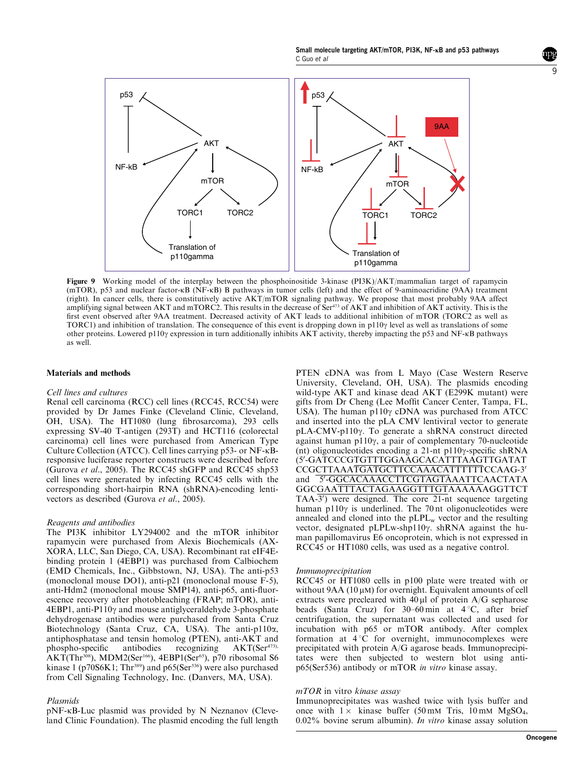Figure 9 Working model of the interplay between the phosphoinositide 3-kinase (PI3K)/AKT/mammalian target of rapamycin (mTOR), p53 and nuclear factor-κB (NF-κB) B pathways in tumor cells (left) and the effect of 9-aminoacridine (9AA) treatment (right). In cancer cells, there is constitutively active AKT/mTOR signaling pathway. We propose that most probably 9AA affect amplifying signal between AKT and mTORC2. This results in the decrease of Ser[473] of AKT and inhibition of AKT activity. This is the first event observed after 9AA treatment. Decreased activity of AKT leads to additional inhibition of mTOR (TORC2 as well as TORC1) and inhibition of translation. The consequence of this event is dropping down in p110γ level as well as translations of some other proteins. Lowered p110γ expression in turn additionally inhibits AKT activity, thereby impacting the p53 and NF-κB pathways as well.

## Materials and methods

### *Cell lines and cultures*

Renal cell carcinoma (RCC) cell lines (RCC45, RCC54) were provided by Dr James Finke (Cleveland Clinic, Cleveland, OH, USA). The HT1080 (lung fibrosarcoma), 293 cells expressing SV-40 T-antigen (293T) and HCT116 (colorectal carcinoma) cell lines were purchased from American Type Culture Collection (ATCC). Cell lines carrying p53- or NF-κB-responsive luciferase reporter constructs were described before (Gurova *et al*., 2005). The RCC45 shGFP and RCC45 shp53 cell lines were generated by infecting RCC45 cells with the corresponding short-hairpin RNA (shRNA)-encoding lentivectors as described (Gurova *et al*., 2005).

### *Reagents and antibodies*

The PI3K inhibitor LY294002 and the mTOR inhibitor rapamycin were purchased from Alexis Biochemicals (AXXORA, LLC, San Diego, CA, USA). Recombinant rat eIF4E-binding protein 1 (4EBP1) was purchased from Calbiochem (EMD Chemicals, Inc., Gibbstown, NJ, USA). The anti-p53 (monoclonal mouse DO1), anti-p21 (monoclonal mouse F-5), anti-Hdm2 (monoclonal mouse SMP14), anti-p65, anti-fluorescence recovery after photobleaching (FRAP; mTOR), anti-4EBP1, anti-P110γ and mouse antiglyceraldehyde 3-phosphate dehydrogenase antibodies were purchased from Santa Cruz Biotechnology (Santa Cruz, CA, USA). The anti-p110α, antiphosphatase and tensin homolog (PTEN), anti-AKT and phospho-specific antibodies recognizing AKT(Ser[473]), AKT(Thr[308]), MDM2(Ser[166]), 4EBP1(Ser[65]), p70 ribosomal S6 kinase 1 (p70S6K1; Thr[389]) and p65(Ser[536]) were also purchased from Cell Signaling Technology, Inc. (Danvers, MA, USA).

### *Plasmids*

pNF-κB-Luc plasmid was provided by N Neznanov (Cleveland Clinic Foundation). The plasmid encoding the full length PTEN cDNA was from L Mayo (Case Western Reserve University, Cleveland, OH, USA). The plasmids encoding wild-type AKT and kinase dead AKT (E299K mutant) were gifts from Dr Cheng (Lee Moffit Cancer Center, Tampa, FL, USA). The human p110γ cDNA was purchased from ATCC and inserted into the pLA CMV lentiviral vector to generate pLA-CMV-p110γ. To generate a shRNA construct directed against human p110γ, a pair of complementary 70-nucleotide (nt) oligonucleotides encoding a 21-nt p110γ-specific shRNA (5′-GATCCCGTGTTTGGAAGCACATTTAAGTTGATATCCGCTTAAATGATGCTTCCAAACATTTTTTCCAAG-3′ and 5′-GGCACAAACCTTCGTAGTAAATTCAACTATAGGCGAATTTACTAGAAGGTTTGTAAAAAAGGTTCTTAA-3′) were designed. The core 21-nt sequence targeting human p110γ is underlined. The 70 nt oligonucleotides were annealed and cloned into the $pLPL_w$ vector and the resulting vector, designated pLPLw-shp110γ. shRNA against the human papillomavirus E6 oncoprotein, which is not expressed in RCC45 or HT1080 cells, was used as a negative control.

### *Immunoprecipitation*

RCC45 or HT1080 cells in p100 plate were treated with or without 9AA (10 μM) for overnight. Equivalent amounts of cell extracts were precleared with 40 μl of protein A/G sepharose beads (Santa Cruz) for 30–60 min at 4 °C, after brief centrifugation, the supernatant was collected and used for incubation with p65 or mTOR antibody. After complex formation at 4 °C for overnight, immunocomplexes were precipitated with protein A/G agarose beads. Immunoprecipitates were then subjected to western blot using anti-p65(Ser536) antibody or mTOR *in vitro* kinase assay.

### *mTOR* in vitro *kinase assay*

Immunoprecipitates was washed twice with lysis buffer and once with 1 × kinase buffer (50 mM Tris, 10 mM $MgSO_4$, 0.02% bovine serum albumin). *In vitro* kinase assay solution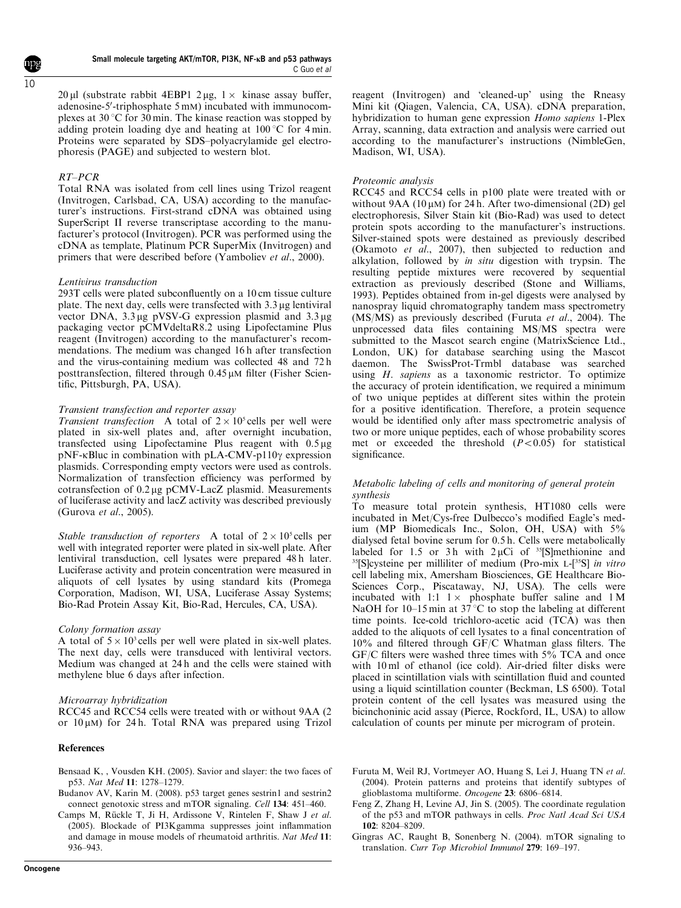20 μl (substrate rabbit 4EBP1 2 μg, 1× kinase assay buffer, adenosine-5′-triphosphate 5 mM) incubated with immunocomplexes at 30 °C for 30 min. The kinase reaction was stopped by adding protein loading dye and heating at 100 °C for 4 min. Proteins were separated by SDS–polyacrylamide gel electrophoresis (PAGE) and subjected to western blot.

*RT–PCR*

Total RNA was isolated from cell lines using Trizol reagent (Invitrogen, Carlsbad, CA, USA) according to the manufacturer's instructions. First-strand cDNA was obtained using SuperScript II reverse transcriptase according to the manufacturer's protocol (Invitrogen). PCR was performed using the cDNA as template, Platinum PCR SuperMix (Invitrogen) and primers that were described before (Yamboliev *et al*., 2000).

*Lentivirus transduction*

293T cells were plated subconfluently on a 10 cm tissue culture plate. The next day, cells were transfected with 3.3 μg lentiviral vector DNA, 3.3 μg pVSV-G expression plasmid and 3.3 μg packaging vector pCMVdeltaR8.2 using Lipofectamine Plus reagent (Invitrogen) according to the manufacturer's recommendations. The medium was changed 16 h after transfection and the virus-containing medium was collected 48 and 72 h posttransfection, filtered through 0.45 μM filter (Fisher Scientific, Pittsburgh, PA, USA).

*Transient transfection and reporter assay*

*Transient transfection* A total of $2 \times 10^5$ cells per well were plated in six-well plates and, after overnight incubation, transfected using Lipofectamine Plus reagent with 0.5 μg pNF-κBluc in combination with pLA-CMV-p110γ expression plasmids. Corresponding empty vectors were used as controls. Normalization of transfection efficiency was performed by cotransfection of 0.2 μg pCMV-LacZ plasmid. Measurements of luciferase activity and lacZ activity was described previously (Gurova *et al*., 2005).

*Stable transduction of reporters* A total of $2 \times 10^5$ cells per well with integrated reporter were plated in six-well plate. After lentiviral transduction, cell lysates were prepared 48 h later. Luciferase activity and protein concentration were measured in aliquots of cell lysates by using standard kits (Promega Corporation, Madison, WI, USA, Luciferase Assay Systems; Bio-Rad Protein Assay Kit, Bio-Rad, Hercules, CA, USA).

*Colony formation assay*

A total of $5 \times 10^3$ cells per well were plated in six-well plates. The next day, cells were transduced with lentiviral vectors. Medium was changed at 24 h and the cells were stained with methylene blue 6 days after infection.

*Microarray hybridization*

RCC45 and RCC54 cells were treated with or without 9AA (2 or 10 μM) for 24 h. Total RNA was prepared using Trizol reagent (Invitrogen) and 'cleaned-up' using the Rneasy Mini kit (Qiagen, Valencia, CA, USA). cDNA preparation, hybridization to human gene expression *Homo sapiens* 1-Plex Array, scanning, data extraction and analysis were carried out according to the manufacturer's instructions (NimbleGen, Madison, WI, USA).

*Proteomic analysis*

RCC45 and RCC54 cells in p100 plate were treated with or without 9AA (10 μM) for 24 h. After two-dimensional (2D) gel electrophoresis, Silver Stain kit (Bio-Rad) was used to detect protein spots according to the manufacturer's instructions. Silver-stained spots were destained as previously described (Okamoto *et al*., 2007), then subjected to reduction and alkylation, followed by *in situ* digestion with trypsin. The resulting peptide mixtures were recovered by sequential extraction as previously described (Stone and Williams, 1993). Peptides obtained from in-gel digests were analysed by nanospray liquid chromatography tandem mass spectrometry (MS/MS) as previously described (Furuta *et al*., 2004). The unprocessed data files containing MS/MS spectra were submitted to the Mascot search engine (MatrixScience Ltd., London, UK) for database searching using the Mascot daemon. The SwissProt-Trmbl database was searched using *H. sapiens* as a taxonomic restrictor. To optimize the accuracy of protein identification, we required a minimum of two unique peptides at different sites within the protein for a positive identification. Therefore, a protein sequence would be identified only after mass spectrometric analysis of two or more unique peptides, each of whose probability scores met or exceeded the threshold ($P < 0.05$) for statistical significance.

*Metabolic labeling of cells and monitoring of general protein synthesis*

To measure total protein synthesis, HT1080 cells were incubated in Met/Cys-free Dulbecco's modified Eagle's medium (MP Biomedicals Inc., Solon, OH, USA) with 5% dialysed fetal bovine serum for 0.5 h. Cells were metabolically labeled for 1.5 or 3 h with 2 μCi of $^{35}$[S]methionine and $^{35}$[S]cysteine per milliliter of medium (Pro-mix L-[$^{35}$S] *in vitro* cell labeling mix, Amersham Biosciences, GE Healthcare Bio-Sciences Corp., Piscataway, NJ, USA). The cells were incubated with 1:1 1× phosphate buffer saline and 1 M NaOH for 10–15 min at 37 °C to stop the labeling at different time points. Ice-cold trichloro-acetic acid (TCA) was then added to the aliquots of cell lysates to a final concentration of 10% and filtered through GF/C Whatman glass filters. The GF/C filters were washed three times with 5% TCA and once with 10 ml of ethanol (ice cold). Air-dried filter disks were placed in scintillation vials with scintillation fluid and counted using a liquid scintillation counter (Beckman, LS 6500). Total protein content of the cell lysates was measured using the bicinchoninic acid assay (Pierce, Rockford, IL, USA) to allow calculation of counts per minute per microgram of protein.

## References

Bensaad K, , Vousden KH. (2005). Savior and slayer: the two faces of p53. *Nat Med* **11**: 1278–1279.

Budanov AV, Karin M. (2008). p53 target genes sestrin1 and sestrin2 connect genotoxic stress and mTOR signaling. *Cell* **134**: 451–460.

Camps M, Rückle T, Ji H, Ardissone V, Rintelen F, Shaw J *et al*. (2005). Blockade of PI3Kgamma suppresses joint inflammation and damage in mouse models of rheumatoid arthritis. *Nat Med* **11**: 936–943.

Furuta M, Weil RJ, Vortmeyer AO, Huang S, Lei J, Huang TN *et al*. (2004). Protein patterns and proteins that identify subtypes of glioblastoma multiforme. *Oncogene* **23**: 6806–6814.

Feng Z, Zhang H, Levine AJ, Jin S. (2005). The coordinate regulation of the p53 and mTOR pathways in cells. *Proc Natl Acad Sci USA* **102**: 8204–8209.

Gingras AC, Raught B, Sonenberg N. (2004). mTOR signaling to translation. *Curr Top Microbiol Immunol* **279**: 169–197.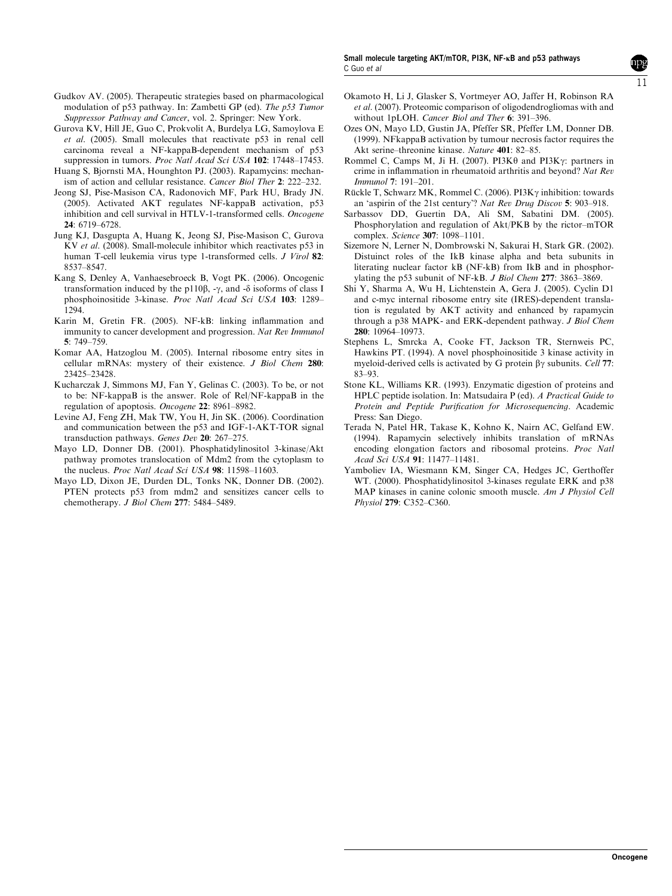Gudkov AV. (2005). Therapeutic strategies based on pharmacological modulation of p53 pathway. In: Zambetti GP (ed). *The p53 Tumor Suppressor Pathway and Cancer*, vol. 2. Springer: New York.

Gurova KV, Hill JE, Guo C, Prokvolit A, Burdelya LG, Samoylova E *et al*. (2005). Small molecules that reactivate p53 in renal cell carcinoma reveal a NF-kappaB-dependent mechanism of p53 suppression in tumors. *Proc Natl Acad Sci USA* **102**: 17448–17453.

Huang S, Bjornsti MA, Houghton PJ. (2003). Rapamycins: mechanism of action and cellular resistance. *Cancer Biol Ther* **2**: 222–232.

Jeong SJ, Pise-Masison CA, Radonovich MF, Park HU, Brady JN. (2005). Activated AKT regulates NF-kappaB activation, p53 inhibition and cell survival in HTLV-1-transformed cells. *Oncogene* **24**: 6719–6728.

Jung KJ, Dasgupta A, Huang K, Jeong SJ, Pise-Masison C, Gurova KV *et al*. (2008). Small-molecule inhibitor which reactivates p53 in human T-cell leukemia virus type 1-transformed cells. *J Virol* **82**: 8537–8547.

Kang S, Denley A, Vanhaesebroeck B, Vogt PK. (2006). Oncogenic transformation induced by the p110β, -γ, and -δ isoforms of class I phosphoinositide 3-kinase. *Proc Natl Acad Sci USA* **103**: 1289–1294.

Karin M, Gretin FR. (2005). NF-kB: linking inflammation and immunity to cancer development and progression. *Nat Rev Immunol* **5**: 749–759.

Komar AA, Hatzoglou M. (2005). Internal ribosome entry sites in cellular mRNAs: mystery of their existence. *J Biol Chem* **280**: 23425–23428.

Kucharczak J, Simmons MJ, Fan Y, Gelinas C. (2003). To be, or not to be: NF-kappaB is the answer. Role of Rel/NF-kappaB in the regulation of apoptosis. *Oncogene* **22**: 8961–8982.

Levine AJ, Feng ZH, Mak TW, You H, Jin SK. (2006). Coordination and communication between the p53 and IGF-1-AKT-TOR signal transduction pathways. *Genes Dev* **20**: 267–275.

Mayo LD, Donner DB. (2001). Phosphatidylinositol 3-kinase/Akt pathway promotes translocation of Mdm2 from the cytoplasm to the nucleus. *Proc Natl Acad Sci USA* **98**: 11598–11603.

Mayo LD, Dixon JE, Durden DL, Tonks NK, Donner DB. (2002). PTEN protects p53 from mdm2 and sensitizes cancer cells to chemotherapy. *J Biol Chem* **277**: 5484–5489.

Okamoto H, Li J, Glasker S, Vortmeyer AO, Jaffer H, Robinson RA *et al*. (2007). Proteomic comparison of oligodendrogliomas with and without 1pLOH. *Cancer Biol and Ther* **6**: 391–396.

Ozes ON, Mayo LD, Gustin JA, Pfeffer SR, Pfeffer LM, Donner DB. (1999). NFkappaB activation by tumour necrosis factor requires the Akt serine–threonine kinase. *Nature* **401**: 82–85.

Rommel C, Camps M, Ji H. (2007). PI3Kθ and PI3Kγ: partners in crime in inflammation in rheumatoid arthritis and beyond? *Nat Rev Immunol* **7**: 191–201.

Rückle T, Schwarz MK, Rommel C. (2006). PI3Kγ inhibition: towards an 'aspirin of the 21st century'? *Nat Rev Drug Discov* **5**: 903–918.

Sarbassov DD, Guertin DA, Ali SM, Sabatini DM. (2005). Phosphorylation and regulation of Akt/PKB by the rictor–mTOR complex. *Science* **307**: 1098–1101.

Sizemore N, Lerner N, Dombrowski N, Sakurai H, Stark GR. (2002). Distuinct roles of the IkB kinase alpha and beta subunits in literating nuclear factor kB (NF-kB) from IkB and in phosphorylating the p53 subunit of NF-kB. *J Biol Chem* **277**: 3863–3869.

Shi Y, Sharma A, Wu H, Lichtenstein A, Gera J. (2005). Cyclin D1 and c-myc internal ribosome entry site (IRES)-dependent translation is regulated by AKT activity and enhanced by rapamycin through a p38 MAPK- and ERK-dependent pathway. *J Biol Chem* **280**: 10964–10973.

Stephens L, Smrcka A, Cooke FT, Jackson TR, Sternweis PC, Hawkins PT. (1994). A novel phosphoinositide 3 kinase activity in myeloid-derived cells is activated by G protein βγ subunits. *Cell* **77**: 83–93.

Stone KL, Williams KR. (1993). Enzymatic digestion of proteins and HPLC peptide isolation. In: Matsudaira P (ed). *A Practical Guide to Protein and Peptide Purification for Microsequencing*. Academic Press: San Diego.

Terada N, Patel HR, Takase K, Kohno K, Nairn AC, Gelfand EW. (1994). Rapamycin selectively inhibits translation of mRNAs encoding elongation factors and ribosomal proteins. *Proc Natl Acad Sci USA* **91**: 11477–11481.

Yamboliev IA, Wiesmann KM, Singer CA, Hedges JC, Gerthoffer WT. (2000). Phosphatidylinositol 3-kinases regulate ERK and p38 MAP kinases in canine colonic smooth muscle. *Am J Physiol Cell Physiol* **279**: C352–C360.